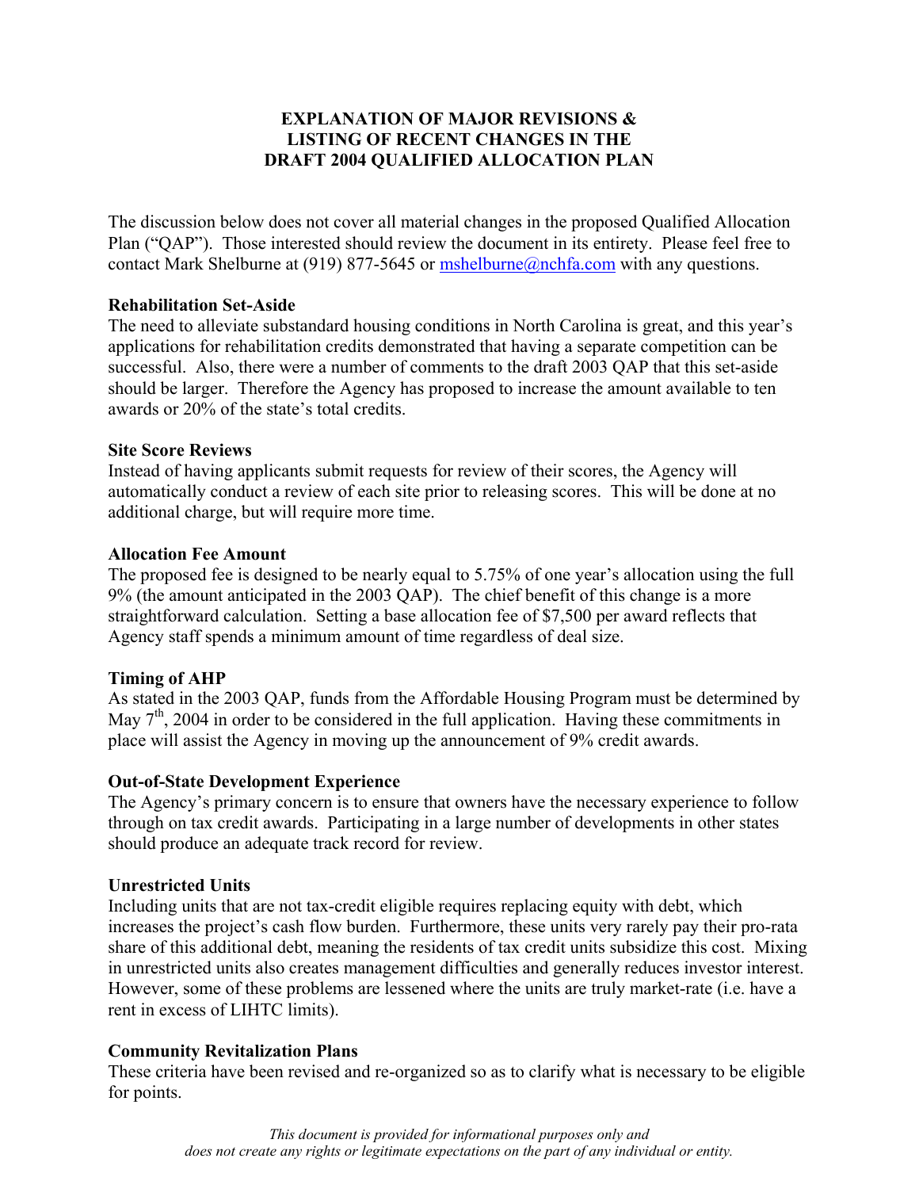# EXPLANATION OF MAJOR REVISIONS & LISTING OF RECENT CHANGES IN THE DRAFT 2004 QUALIFIED ALLOCATION PLAN

The discussion below does not cover all material changes in the proposed Qualified Allocation Plan ("QAP"). Those interested should review the document in its entirety. Please feel free to contact Mark Shelburne at (919) 877-5645 or mshelburne@nchfa.com with any questions.

**Rehabilitation Set-Aside**

The need to alleviate substandard housing conditions in North Carolina is great, and this year's applications for rehabilitation credits demonstrated that having a separate competition can be successful. Also, there were a number of comments to the draft 2003 QAP that this set-aside should be larger. Therefore the Agency has proposed to increase the amount available to ten awards or 20% of the state's total credits.

**Site Score Reviews**

Instead of having applicants submit requests for review of their scores, the Agency will automatically conduct a review of each site prior to releasing scores. This will be done at no additional charge, but will require more time.

**Allocation Fee Amount**

The proposed fee is designed to be nearly equal to 5.75% of one year's allocation using the full 9% (the amount anticipated in the 2003 QAP). The chief benefit of this change is a more straightforward calculation. Setting a base allocation fee of $7,500 per award reflects that Agency staff spends a minimum amount of time regardless of deal size.

**Timing of AHP**

As stated in the 2003 QAP, funds from the Affordable Housing Program must be determined by May 7th, 2004 in order to be considered in the full application. Having these commitments in place will assist the Agency in moving up the announcement of 9% credit awards.

**Out-of-State Development Experience**

The Agency's primary concern is to ensure that owners have the necessary experience to follow through on tax credit awards. Participating in a large number of developments in other states should produce an adequate track record for review.

**Unrestricted Units**

Including units that are not tax-credit eligible requires replacing equity with debt, which increases the project's cash flow burden. Furthermore, these units very rarely pay their pro-rata share of this additional debt, meaning the residents of tax credit units subsidize this cost. Mixing in unrestricted units also creates management difficulties and generally reduces investor interest. However, some of these problems are lessened where the units are truly market-rate (i.e. have a rent in excess of LIHTC limits).

**Community Revitalization Plans**

These criteria have been revised and re-organized so as to clarify what is necessary to be eligible for points.

*This document is provided for informational purposes only and does not create any rights or legitimate expectations on the part of any individual or entity.*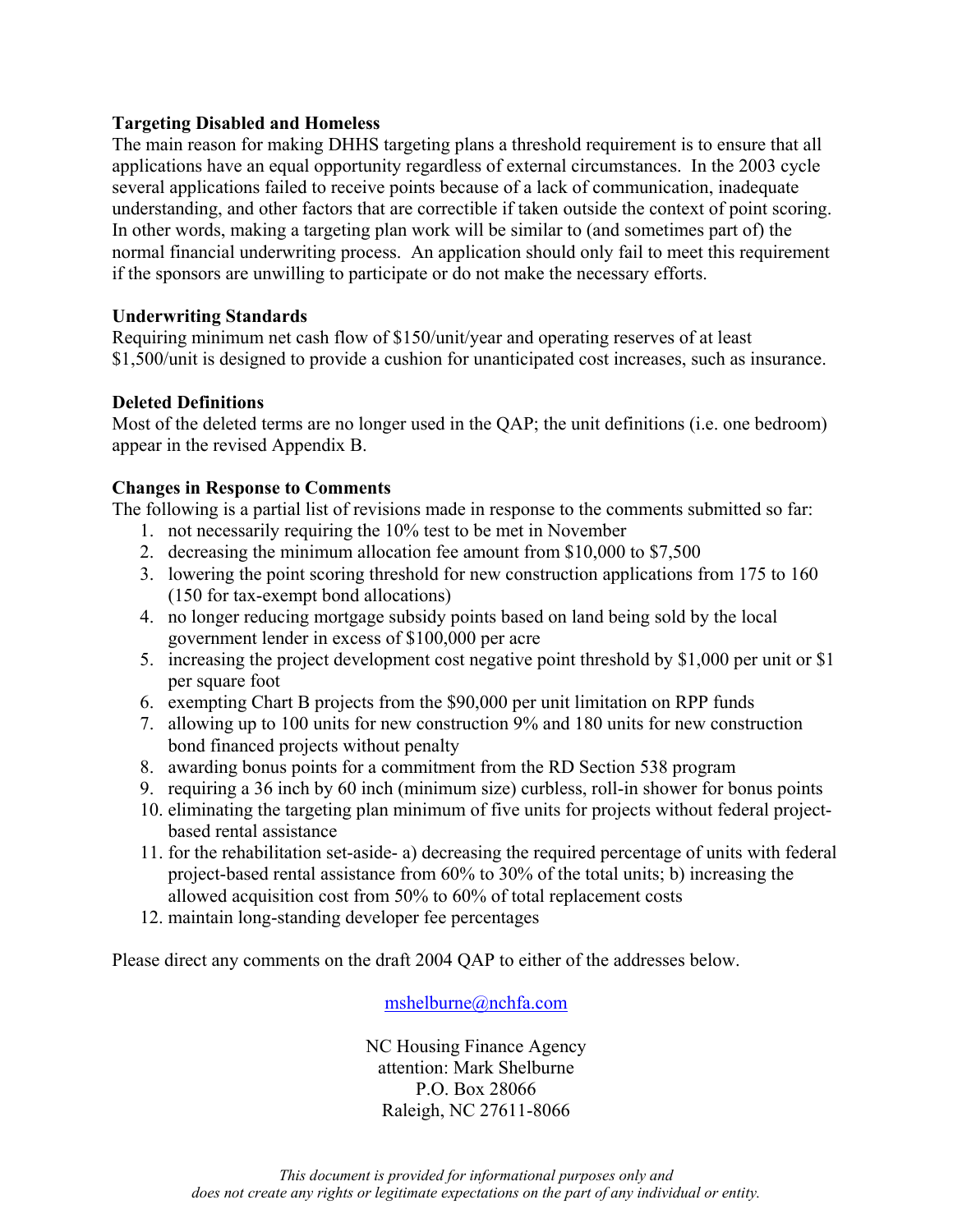**Targeting Disabled and Homeless**

The main reason for making DHHS targeting plans a threshold requirement is to ensure that all applications have an equal opportunity regardless of external circumstances. In the 2003 cycle several applications failed to receive points because of a lack of communication, inadequate understanding, and other factors that are correctible if taken outside the context of point scoring. In other words, making a targeting plan work will be similar to (and sometimes part of) the normal financial underwriting process. An application should only fail to meet this requirement if the sponsors are unwilling to participate or do not make the necessary efforts.

**Underwriting Standards**

Requiring minimum net cash flow of $150/unit/year and operating reserves of at least $1,500/unit is designed to provide a cushion for unanticipated cost increases, such as insurance.

**Deleted Definitions**

Most of the deleted terms are no longer used in the QAP; the unit definitions (i.e. one bedroom) appear in the revised Appendix B.

**Changes in Response to Comments**

The following is a partial list of revisions made in response to the comments submitted so far:

1. not necessarily requiring the 10% test to be met in November
2. decreasing the minimum allocation fee amount from $10,000 to $7,500
3. lowering the point scoring threshold for new construction applications from 175 to 160 (150 for tax-exempt bond allocations)
4. no longer reducing mortgage subsidy points based on land being sold by the local government lender in excess of $100,000 per acre
5. increasing the project development cost negative point threshold by $1,000 per unit or $1 per square foot
6. exempting Chart B projects from the $90,000 per unit limitation on RPP funds
7. allowing up to 100 units for new construction 9% and 180 units for new construction bond financed projects without penalty
8. awarding bonus points for a commitment from the RD Section 538 program
9. requiring a 36 inch by 60 inch (minimum size) curbless, roll-in shower for bonus points
10. eliminating the targeting plan minimum of five units for projects without federal project-based rental assistance
11. for the rehabilitation set-aside- a) decreasing the required percentage of units with federal project-based rental assistance from 60% to 30% of the total units; b) increasing the allowed acquisition cost from 50% to 60% of total replacement costs
12. maintain long-standing developer fee percentages

Please direct any comments on the draft 2004 QAP to either of the addresses below.

mshelburne@nchfa.com

NC Housing Finance Agency
attention: Mark Shelburne
P.O. Box 28066
Raleigh, NC 27611-8066

*This document is provided for informational purposes only and does not create any rights or legitimate expectations on the part of any individual or entity.*